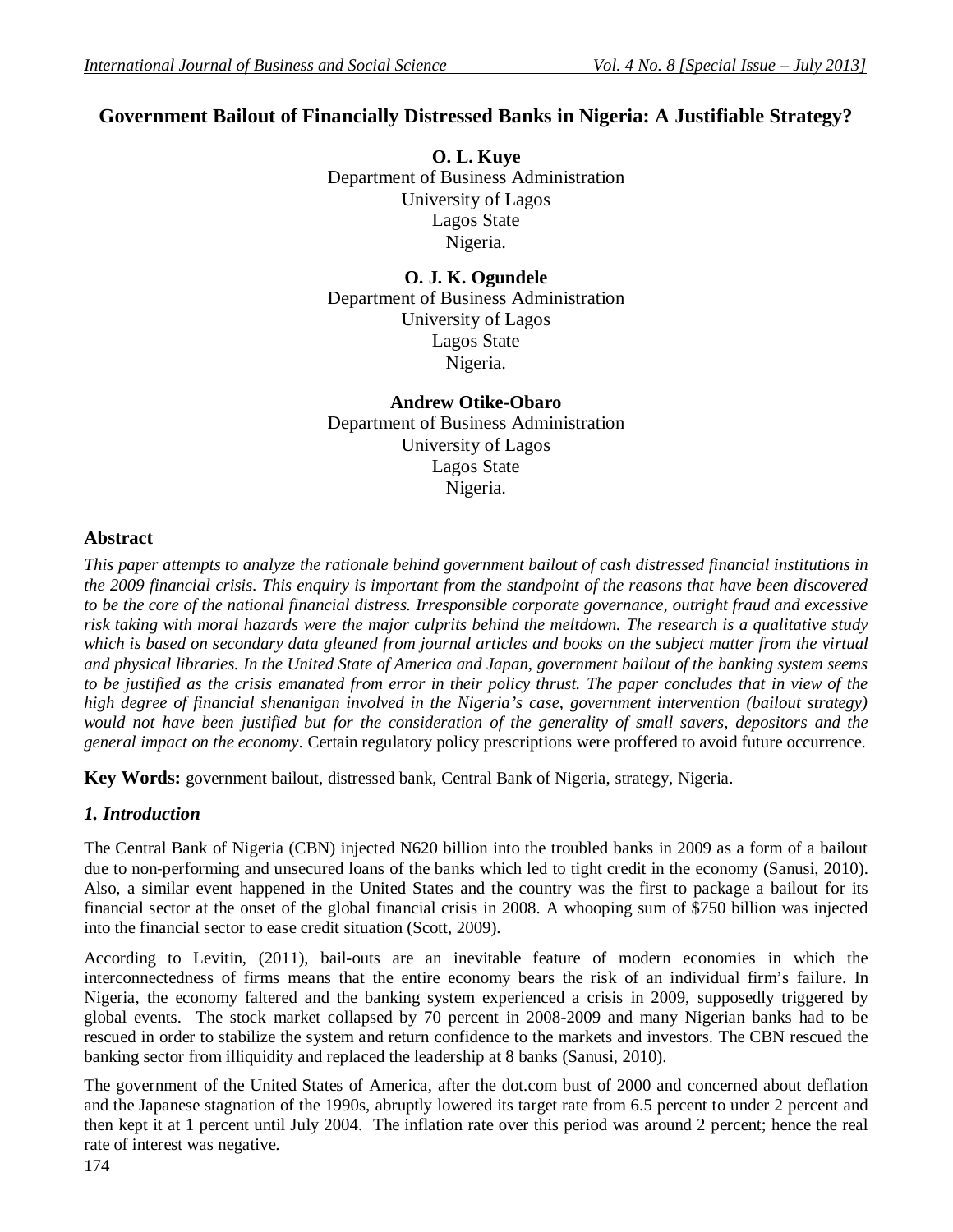# Government Bailout of Financially Distressed Banks in Nigeria: A Justifiable Strategy?

**O. L. Kuye**
Department of Business Administration
University of Lagos
Lagos State
Nigeria.

**O. J. K. Ogundele**
Department of Business Administration
University of Lagos
Lagos State
Nigeria.

**Andrew Otike-Obaro**
Department of Business Administration
University of Lagos
Lagos State
Nigeria.

## Abstract

*This paper attempts to analyze the rationale behind government bailout of cash distressed financial institutions in the 2009 financial crisis. This enquiry is important from the standpoint of the reasons that have been discovered to be the core of the national financial distress. Irresponsible corporate governance, outright fraud and excessive risk taking with moral hazards were the major culprits behind the meltdown. The research is a qualitative study which is based on secondary data gleaned from journal articles and books on the subject matter from the virtual and physical libraries. In the United State of America and Japan, government bailout of the banking system seems to be justified as the crisis emanated from error in their policy thrust. The paper concludes that in view of the high degree of financial shenanigan involved in the Nigeria's case, government intervention (bailout strategy) would not have been justified but for the consideration of the generality of small savers, depositors and the general impact on the economy*. Certain regulatory policy prescriptions were proffered to avoid future occurrence.

**Key Words:** government bailout, distressed bank, Central Bank of Nigeria, strategy, Nigeria.

## *1. Introduction*

The Central Bank of Nigeria (CBN) injected N620 billion into the troubled banks in 2009 as a form of a bailout due to non-performing and unsecured loans of the banks which led to tight credit in the economy (Sanusi, 2010). Also, a similar event happened in the United States and the country was the first to package a bailout for its financial sector at the onset of the global financial crisis in 2008. A whooping sum of $750 billion was injected into the financial sector to ease credit situation (Scott, 2009).

According to Levitin, (2011), bail-outs are an inevitable feature of modern economies in which the interconnectedness of firms means that the entire economy bears the risk of an individual firm's failure. In Nigeria, the economy faltered and the banking system experienced a crisis in 2009, supposedly triggered by global events. The stock market collapsed by 70 percent in 2008-2009 and many Nigerian banks had to be rescued in order to stabilize the system and return confidence to the markets and investors. The CBN rescued the banking sector from illiquidity and replaced the leadership at 8 banks (Sanusi, 2010).

The government of the United States of America, after the dot.com bust of 2000 and concerned about deflation and the Japanese stagnation of the 1990s, abruptly lowered its target rate from 6.5 percent to under 2 percent and then kept it at 1 percent until July 2004. The inflation rate over this period was around 2 percent; hence the real rate of interest was negative.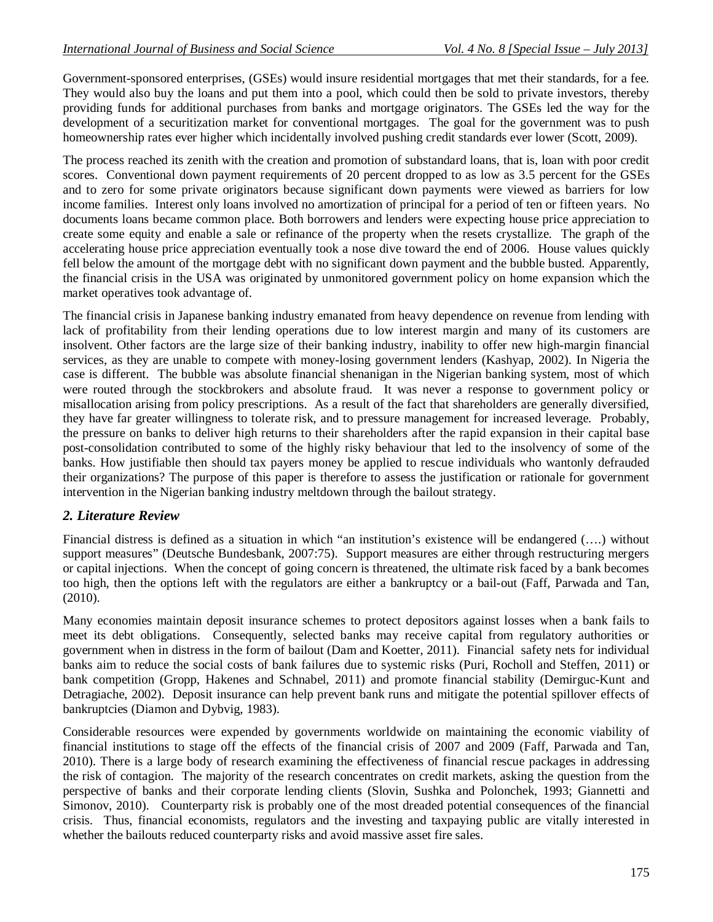Government-sponsored enterprises, (GSEs) would insure residential mortgages that met their standards, for a fee. They would also buy the loans and put them into a pool, which could then be sold to private investors, thereby providing funds for additional purchases from banks and mortgage originators. The GSEs led the way for the development of a securitization market for conventional mortgages. The goal for the government was to push homeownership rates ever higher which incidentally involved pushing credit standards ever lower (Scott, 2009).

The process reached its zenith with the creation and promotion of substandard loans, that is, loan with poor credit scores. Conventional down payment requirements of 20 percent dropped to as low as 3.5 percent for the GSEs and to zero for some private originators because significant down payments were viewed as barriers for low income families. Interest only loans involved no amortization of principal for a period of ten or fifteen years. No documents loans became common place. Both borrowers and lenders were expecting house price appreciation to create some equity and enable a sale or refinance of the property when the resets crystallize. The graph of the accelerating house price appreciation eventually took a nose dive toward the end of 2006. House values quickly fell below the amount of the mortgage debt with no significant down payment and the bubble busted. Apparently, the financial crisis in the USA was originated by unmonitored government policy on home expansion which the market operatives took advantage of.

The financial crisis in Japanese banking industry emanated from heavy dependence on revenue from lending with lack of profitability from their lending operations due to low interest margin and many of its customers are insolvent. Other factors are the large size of their banking industry, inability to offer new high-margin financial services, as they are unable to compete with money-losing government lenders (Kashyap, 2002). In Nigeria the case is different. The bubble was absolute financial shenanigan in the Nigerian banking system, most of which were routed through the stockbrokers and absolute fraud. It was never a response to government policy or misallocation arising from policy prescriptions. As a result of the fact that shareholders are generally diversified, they have far greater willingness to tolerate risk, and to pressure management for increased leverage. Probably, the pressure on banks to deliver high returns to their shareholders after the rapid expansion in their capital base post-consolidation contributed to some of the highly risky behaviour that led to the insolvency of some of the banks. How justifiable then should tax payers money be applied to rescue individuals who wantonly defrauded their organizations? The purpose of this paper is therefore to assess the justification or rationale for government intervention in the Nigerian banking industry meltdown through the bailout strategy.

## *2. Literature Review*

Financial distress is defined as a situation in which "an institution's existence will be endangered (….) without support measures" (Deutsche Bundesbank, 2007:75). Support measures are either through restructuring mergers or capital injections. When the concept of going concern is threatened, the ultimate risk faced by a bank becomes too high, then the options left with the regulators are either a bankruptcy or a bail-out (Faff, Parwada and Tan, (2010).

Many economies maintain deposit insurance schemes to protect depositors against losses when a bank fails to meet its debt obligations. Consequently, selected banks may receive capital from regulatory authorities or government when in distress in the form of bailout (Dam and Koetter, 2011). Financial safety nets for individual banks aim to reduce the social costs of bank failures due to systemic risks (Puri, Rocholl and Steffen, 2011) or bank competition (Gropp, Hakenes and Schnabel, 2011) and promote financial stability (Demirguc-Kunt and Detragiache, 2002). Deposit insurance can help prevent bank runs and mitigate the potential spillover effects of bankruptcies (Diamon and Dybvig, 1983).

Considerable resources were expended by governments worldwide on maintaining the economic viability of financial institutions to stage off the effects of the financial crisis of 2007 and 2009 (Faff, Parwada and Tan, 2010). There is a large body of research examining the effectiveness of financial rescue packages in addressing the risk of contagion. The majority of the research concentrates on credit markets, asking the question from the perspective of banks and their corporate lending clients (Slovin, Sushka and Polonchek, 1993; Giannetti and Simonov, 2010). Counterparty risk is probably one of the most dreaded potential consequences of the financial crisis. Thus, financial economists, regulators and the investing and taxpaying public are vitally interested in whether the bailouts reduced counterparty risks and avoid massive asset fire sales.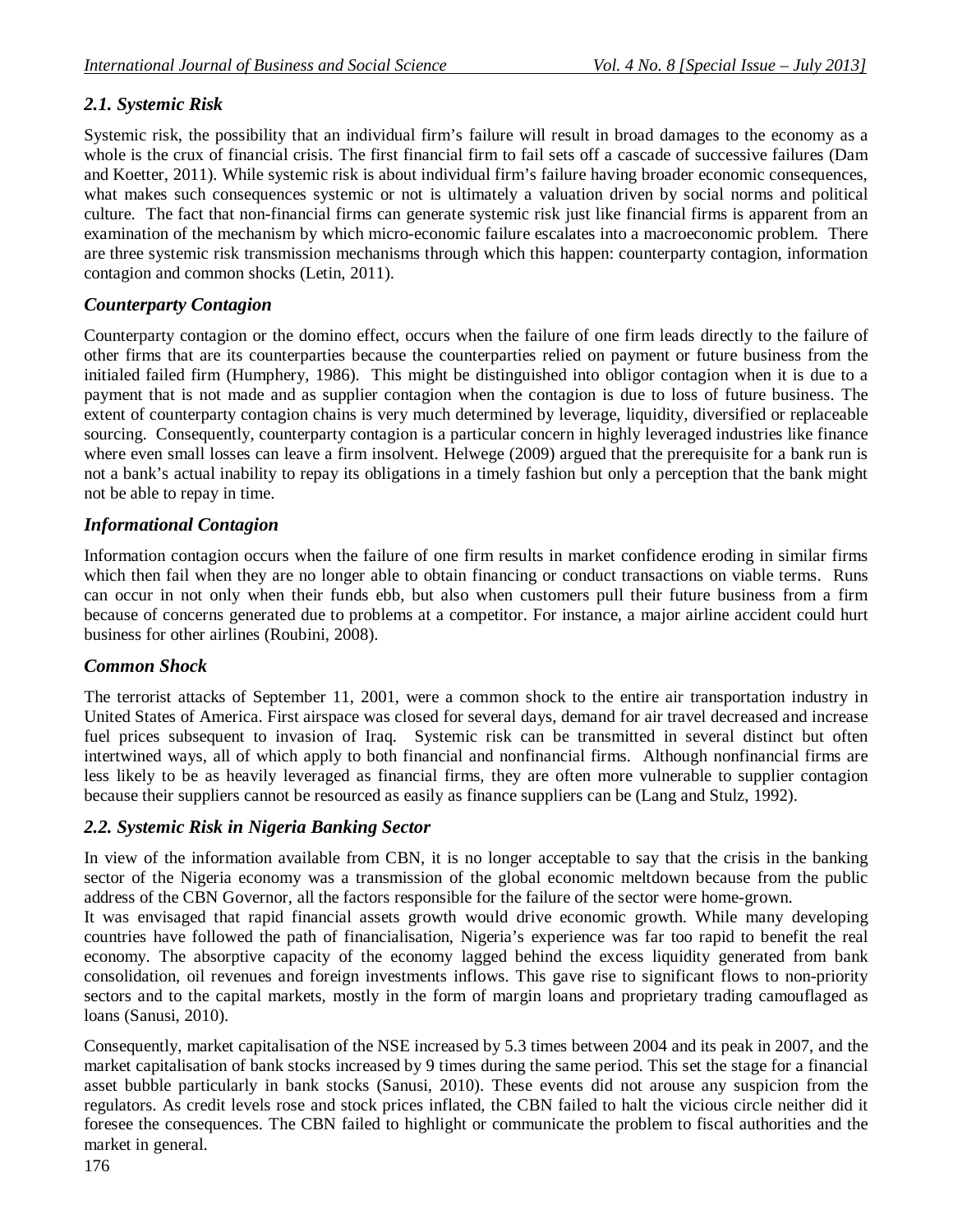### *2.1. Systemic Risk*

Systemic risk, the possibility that an individual firm's failure will result in broad damages to the economy as a whole is the crux of financial crisis. The first financial firm to fail sets off a cascade of successive failures (Dam and Koetter, 2011). While systemic risk is about individual firm's failure having broader economic consequences, what makes such consequences systemic or not is ultimately a valuation driven by social norms and political culture. The fact that non-financial firms can generate systemic risk just like financial firms is apparent from an examination of the mechanism by which micro-economic failure escalates into a macroeconomic problem. There are three systemic risk transmission mechanisms through which this happen: counterparty contagion, information contagion and common shocks (Letin, 2011).

### *Counterparty Contagion*

Counterparty contagion or the domino effect, occurs when the failure of one firm leads directly to the failure of other firms that are its counterparties because the counterparties relied on payment or future business from the initialed failed firm (Humphery, 1986). This might be distinguished into obligor contagion when it is due to a payment that is not made and as supplier contagion when the contagion is due to loss of future business. The extent of counterparty contagion chains is very much determined by leverage, liquidity, diversified or replaceable sourcing. Consequently, counterparty contagion is a particular concern in highly leveraged industries like finance where even small losses can leave a firm insolvent. Helwege (2009) argued that the prerequisite for a bank run is not a bank's actual inability to repay its obligations in a timely fashion but only a perception that the bank might not be able to repay in time.

### *Informational Contagion*

Information contagion occurs when the failure of one firm results in market confidence eroding in similar firms which then fail when they are no longer able to obtain financing or conduct transactions on viable terms. Runs can occur in not only when their funds ebb, but also when customers pull their future business from a firm because of concerns generated due to problems at a competitor. For instance, a major airline accident could hurt business for other airlines (Roubini, 2008).

### *Common Shock*

The terrorist attacks of September 11, 2001, were a common shock to the entire air transportation industry in United States of America. First airspace was closed for several days, demand for air travel decreased and increase fuel prices subsequent to invasion of Iraq. Systemic risk can be transmitted in several distinct but often intertwined ways, all of which apply to both financial and nonfinancial firms. Although nonfinancial firms are less likely to be as heavily leveraged as financial firms, they are often more vulnerable to supplier contagion because their suppliers cannot be resourced as easily as finance suppliers can be (Lang and Stulz, 1992).

### *2.2. Systemic Risk in Nigeria Banking Sector*

In view of the information available from CBN, it is no longer acceptable to say that the crisis in the banking sector of the Nigeria economy was a transmission of the global economic meltdown because from the public address of the CBN Governor, all the factors responsible for the failure of the sector were home-grown.

It was envisaged that rapid financial assets growth would drive economic growth. While many developing countries have followed the path of financialisation, Nigeria's experience was far too rapid to benefit the real economy. The absorptive capacity of the economy lagged behind the excess liquidity generated from bank consolidation, oil revenues and foreign investments inflows. This gave rise to significant flows to non-priority sectors and to the capital markets, mostly in the form of margin loans and proprietary trading camouflaged as loans (Sanusi, 2010).

Consequently, market capitalisation of the NSE increased by 5.3 times between 2004 and its peak in 2007, and the market capitalisation of bank stocks increased by 9 times during the same period. This set the stage for a financial asset bubble particularly in bank stocks (Sanusi, 2010). These events did not arouse any suspicion from the regulators. As credit levels rose and stock prices inflated, the CBN failed to halt the vicious circle neither did it foresee the consequences. The CBN failed to highlight or communicate the problem to fiscal authorities and the market in general.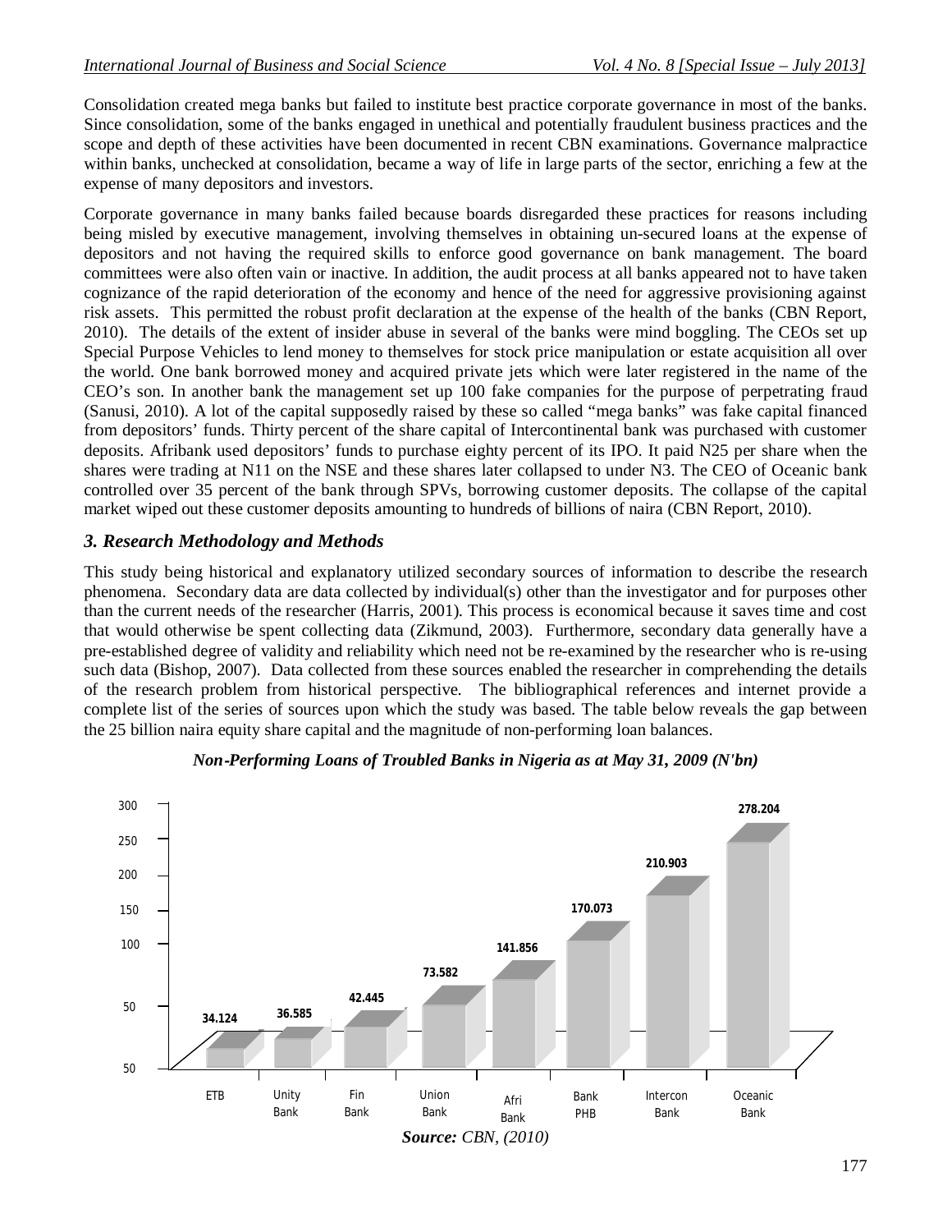Consolidation created mega banks but failed to institute best practice corporate governance in most of the banks. Since consolidation, some of the banks engaged in unethical and potentially fraudulent business practices and the scope and depth of these activities have been documented in recent CBN examinations. Governance malpractice within banks, unchecked at consolidation, became a way of life in large parts of the sector, enriching a few at the expense of many depositors and investors.

Corporate governance in many banks failed because boards disregarded these practices for reasons including being misled by executive management, involving themselves in obtaining un-secured loans at the expense of depositors and not having the required skills to enforce good governance on bank management. The board committees were also often vain or inactive. In addition, the audit process at all banks appeared not to have taken cognizance of the rapid deterioration of the economy and hence of the need for aggressive provisioning against risk assets. This permitted the robust profit declaration at the expense of the health of the banks (CBN Report, 2010). The details of the extent of insider abuse in several of the banks were mind boggling. The CEOs set up Special Purpose Vehicles to lend money to themselves for stock price manipulation or estate acquisition all over the world. One bank borrowed money and acquired private jets which were later registered in the name of the CEO's son. In another bank the management set up 100 fake companies for the purpose of perpetrating fraud (Sanusi, 2010). A lot of the capital supposedly raised by these so called "mega banks" was fake capital financed from depositors' funds. Thirty percent of the share capital of Intercontinental bank was purchased with customer deposits. Afribank used depositors' funds to purchase eighty percent of its IPO. It paid N25 per share when the shares were trading at N11 on the NSE and these shares later collapsed to under N3. The CEO of Oceanic bank controlled over 35 percent of the bank through SPVs, borrowing customer deposits. The collapse of the capital market wiped out these customer deposits amounting to hundreds of billions of naira (CBN Report, 2010).

### *3. Research Methodology and Methods*

This study being historical and explanatory utilized secondary sources of information to describe the research phenomena. Secondary data are data collected by individual(s) other than the investigator and for purposes other than the current needs of the researcher (Harris, 2001). This process is economical because it saves time and cost that would otherwise be spent collecting data (Zikmund, 2003). Furthermore, secondary data generally have a pre-established degree of validity and reliability which need not be re-examined by the researcher who is re-using such data (Bishop, 2007). Data collected from these sources enabled the researcher in comprehending the details of the research problem from historical perspective. The bibliographical references and internet provide a complete list of the series of sources upon which the study was based. The table below reveals the gap between the 25 billion naira equity share capital and the magnitude of non-performing loan balances.

***Non-Performing Loans of Troubled Banks in Nigeria as at May 31, 2009 (N'bn)***

| Bank | Non-Performing Loans (N'bn) |
|---|---|
| ETB | 34.124 |
| Unity Bank | 36.585 |
| Fin Bank | 42.445 |
| Union Bank | 73.582 |
| Afri Bank | 141.856 |
| Bank PHB | 170.073 |
| Intercon Bank | 210.903 |
| Oceanic Bank | 278.204 |

***Source:*** *CBN, (2010)*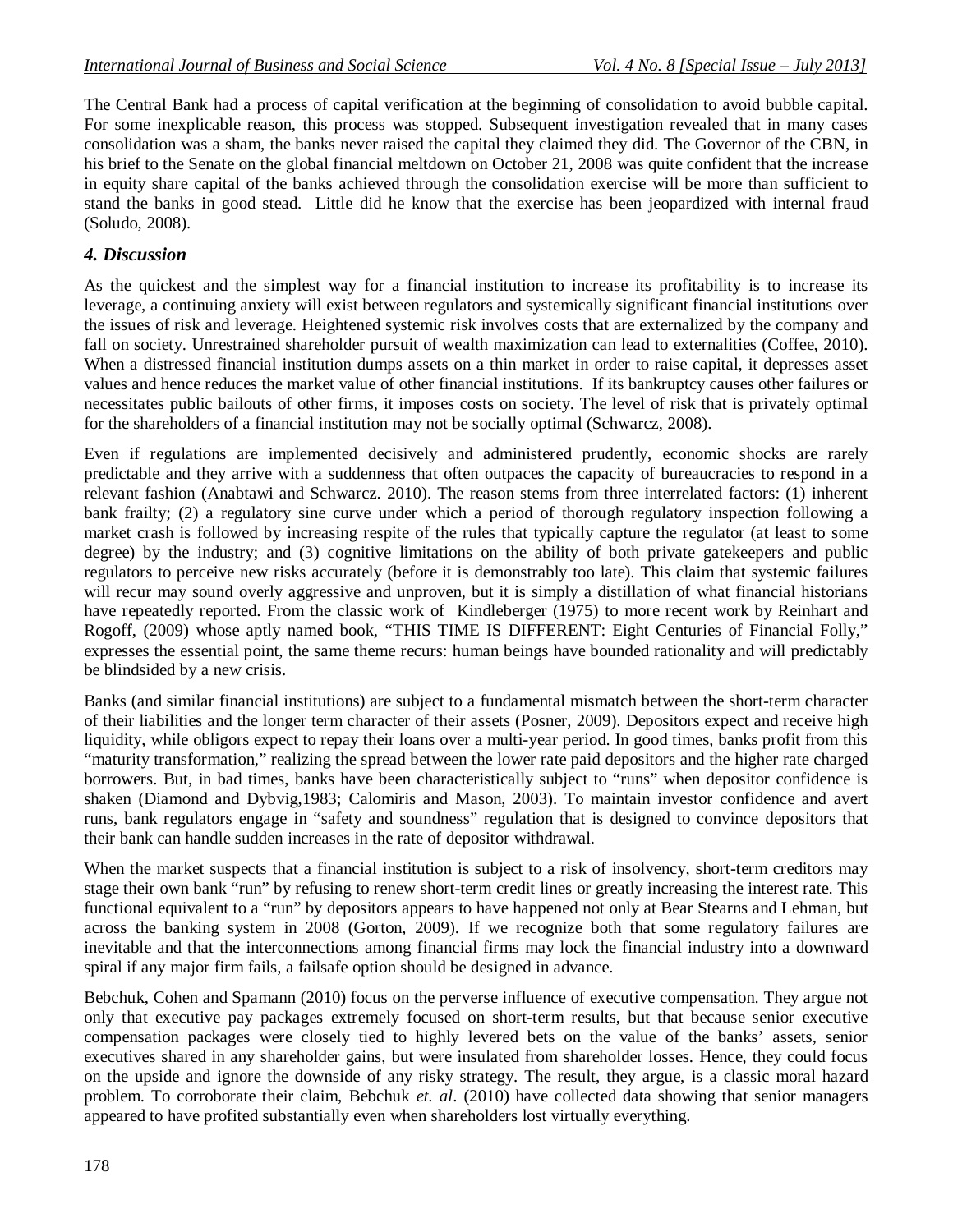The Central Bank had a process of capital verification at the beginning of consolidation to avoid bubble capital. For some inexplicable reason, this process was stopped. Subsequent investigation revealed that in many cases consolidation was a sham, the banks never raised the capital they claimed they did. The Governor of the CBN, in his brief to the Senate on the global financial meltdown on October 21, 2008 was quite confident that the increase in equity share capital of the banks achieved through the consolidation exercise will be more than sufficient to stand the banks in good stead. Little did he know that the exercise has been jeopardized with internal fraud (Soludo, 2008).

## *4. Discussion*

As the quickest and the simplest way for a financial institution to increase its profitability is to increase its leverage, a continuing anxiety will exist between regulators and systemically significant financial institutions over the issues of risk and leverage. Heightened systemic risk involves costs that are externalized by the company and fall on society. Unrestrained shareholder pursuit of wealth maximization can lead to externalities (Coffee, 2010). When a distressed financial institution dumps assets on a thin market in order to raise capital, it depresses asset values and hence reduces the market value of other financial institutions. If its bankruptcy causes other failures or necessitates public bailouts of other firms, it imposes costs on society. The level of risk that is privately optimal for the shareholders of a financial institution may not be socially optimal (Schwarcz, 2008).

Even if regulations are implemented decisively and administered prudently, economic shocks are rarely predictable and they arrive with a suddenness that often outpaces the capacity of bureaucracies to respond in a relevant fashion (Anabtawi and Schwarcz. 2010). The reason stems from three interrelated factors: (1) inherent bank frailty; (2) a regulatory sine curve under which a period of thorough regulatory inspection following a market crash is followed by increasing respite of the rules that typically capture the regulator (at least to some degree) by the industry; and (3) cognitive limitations on the ability of both private gatekeepers and public regulators to perceive new risks accurately (before it is demonstrably too late). This claim that systemic failures will recur may sound overly aggressive and unproven, but it is simply a distillation of what financial historians have repeatedly reported. From the classic work of Kindleberger (1975) to more recent work by Reinhart and Rogoff, (2009) whose aptly named book, "THIS TIME IS DIFFERENT: Eight Centuries of Financial Folly," expresses the essential point, the same theme recurs: human beings have bounded rationality and will predictably be blindsided by a new crisis.

Banks (and similar financial institutions) are subject to a fundamental mismatch between the short-term character of their liabilities and the longer term character of their assets (Posner, 2009). Depositors expect and receive high liquidity, while obligors expect to repay their loans over a multi-year period. In good times, banks profit from this "maturity transformation," realizing the spread between the lower rate paid depositors and the higher rate charged borrowers. But, in bad times, banks have been characteristically subject to "runs" when depositor confidence is shaken (Diamond and Dybvig,1983; Calomiris and Mason, 2003). To maintain investor confidence and avert runs, bank regulators engage in "safety and soundness" regulation that is designed to convince depositors that their bank can handle sudden increases in the rate of depositor withdrawal.

When the market suspects that a financial institution is subject to a risk of insolvency, short-term creditors may stage their own bank "run" by refusing to renew short-term credit lines or greatly increasing the interest rate. This functional equivalent to a "run" by depositors appears to have happened not only at Bear Stearns and Lehman, but across the banking system in 2008 (Gorton, 2009). If we recognize both that some regulatory failures are inevitable and that the interconnections among financial firms may lock the financial industry into a downward spiral if any major firm fails, a failsafe option should be designed in advance.

Bebchuk, Cohen and Spamann (2010) focus on the perverse influence of executive compensation. They argue not only that executive pay packages extremely focused on short-term results, but that because senior executive compensation packages were closely tied to highly levered bets on the value of the banks' assets, senior executives shared in any shareholder gains, but were insulated from shareholder losses. Hence, they could focus on the upside and ignore the downside of any risky strategy. The result, they argue, is a classic moral hazard problem. To corroborate their claim, Bebchuk *et. al*. (2010) have collected data showing that senior managers appeared to have profited substantially even when shareholders lost virtually everything.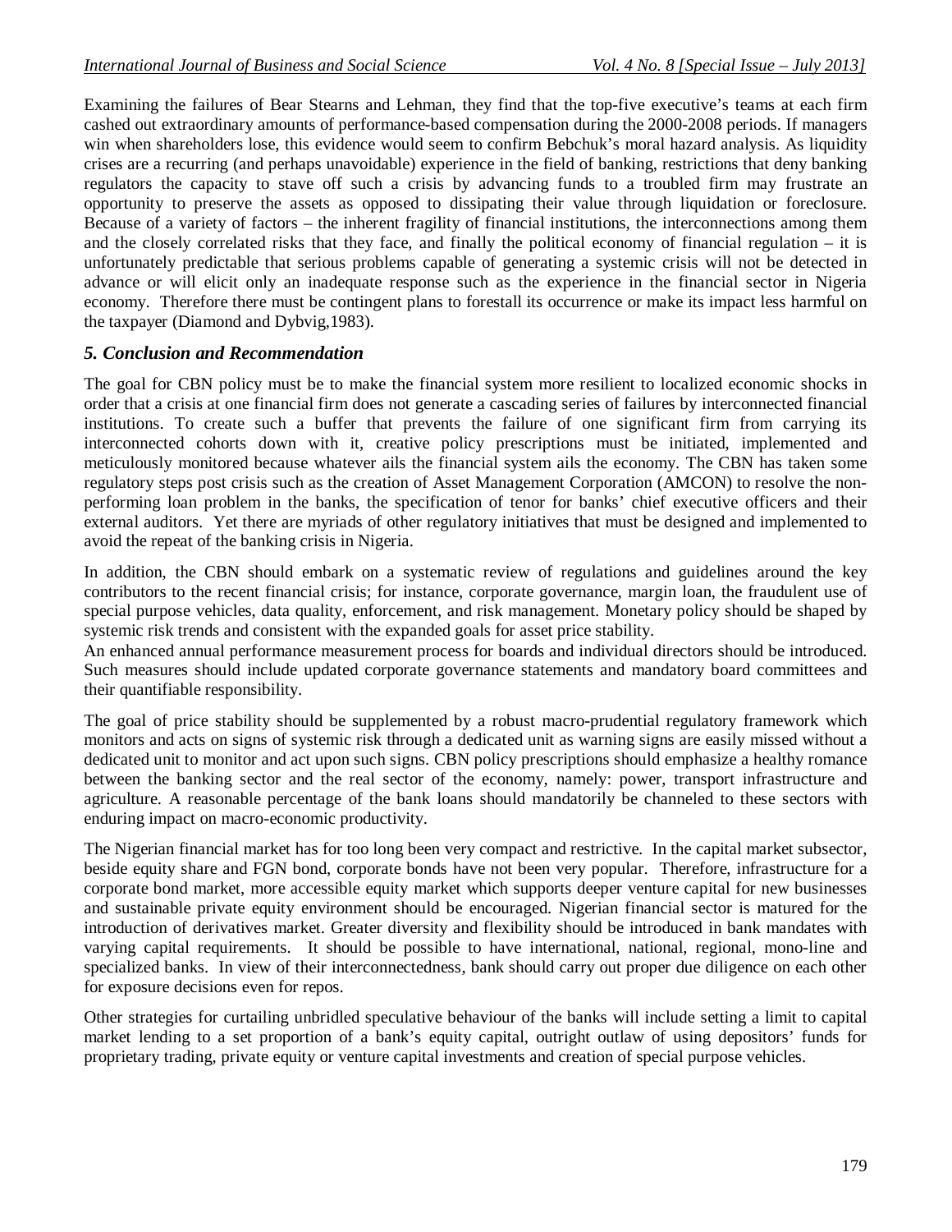Examining the failures of Bear Stearns and Lehman, they find that the top-five executive's teams at each firm cashed out extraordinary amounts of performance-based compensation during the 2000-2008 periods. If managers win when shareholders lose, this evidence would seem to confirm Bebchuk's moral hazard analysis. As liquidity crises are a recurring (and perhaps unavoidable) experience in the field of banking, restrictions that deny banking regulators the capacity to stave off such a crisis by advancing funds to a troubled firm may frustrate an opportunity to preserve the assets as opposed to dissipating their value through liquidation or foreclosure. Because of a variety of factors – the inherent fragility of financial institutions, the interconnections among them and the closely correlated risks that they face, and finally the political economy of financial regulation – it is unfortunately predictable that serious problems capable of generating a systemic crisis will not be detected in advance or will elicit only an inadequate response such as the experience in the financial sector in Nigeria economy. Therefore there must be contingent plans to forestall its occurrence or make its impact less harmful on the taxpayer (Diamond and Dybvig,1983).

## *5. Conclusion and Recommendation*

The goal for CBN policy must be to make the financial system more resilient to localized economic shocks in order that a crisis at one financial firm does not generate a cascading series of failures by interconnected financial institutions. To create such a buffer that prevents the failure of one significant firm from carrying its interconnected cohorts down with it, creative policy prescriptions must be initiated, implemented and meticulously monitored because whatever ails the financial system ails the economy. The CBN has taken some regulatory steps post crisis such as the creation of Asset Management Corporation (AMCON) to resolve the non-performing loan problem in the banks, the specification of tenor for banks' chief executive officers and their external auditors. Yet there are myriads of other regulatory initiatives that must be designed and implemented to avoid the repeat of the banking crisis in Nigeria.

In addition, the CBN should embark on a systematic review of regulations and guidelines around the key contributors to the recent financial crisis; for instance, corporate governance, margin loan, the fraudulent use of special purpose vehicles, data quality, enforcement, and risk management. Monetary policy should be shaped by systemic risk trends and consistent with the expanded goals for asset price stability.

An enhanced annual performance measurement process for boards and individual directors should be introduced. Such measures should include updated corporate governance statements and mandatory board committees and their quantifiable responsibility.

The goal of price stability should be supplemented by a robust macro-prudential regulatory framework which monitors and acts on signs of systemic risk through a dedicated unit as warning signs are easily missed without a dedicated unit to monitor and act upon such signs. CBN policy prescriptions should emphasize a healthy romance between the banking sector and the real sector of the economy, namely: power, transport infrastructure and agriculture. A reasonable percentage of the bank loans should mandatorily be channeled to these sectors with enduring impact on macro-economic productivity.

The Nigerian financial market has for too long been very compact and restrictive. In the capital market subsector, beside equity share and FGN bond, corporate bonds have not been very popular. Therefore, infrastructure for a corporate bond market, more accessible equity market which supports deeper venture capital for new businesses and sustainable private equity environment should be encouraged. Nigerian financial sector is matured for the introduction of derivatives market. Greater diversity and flexibility should be introduced in bank mandates with varying capital requirements. It should be possible to have international, national, regional, mono-line and specialized banks. In view of their interconnectedness, bank should carry out proper due diligence on each other for exposure decisions even for repos.

Other strategies for curtailing unbridled speculative behaviour of the banks will include setting a limit to capital market lending to a set proportion of a bank's equity capital, outright outlaw of using depositors' funds for proprietary trading, private equity or venture capital investments and creation of special purpose vehicles.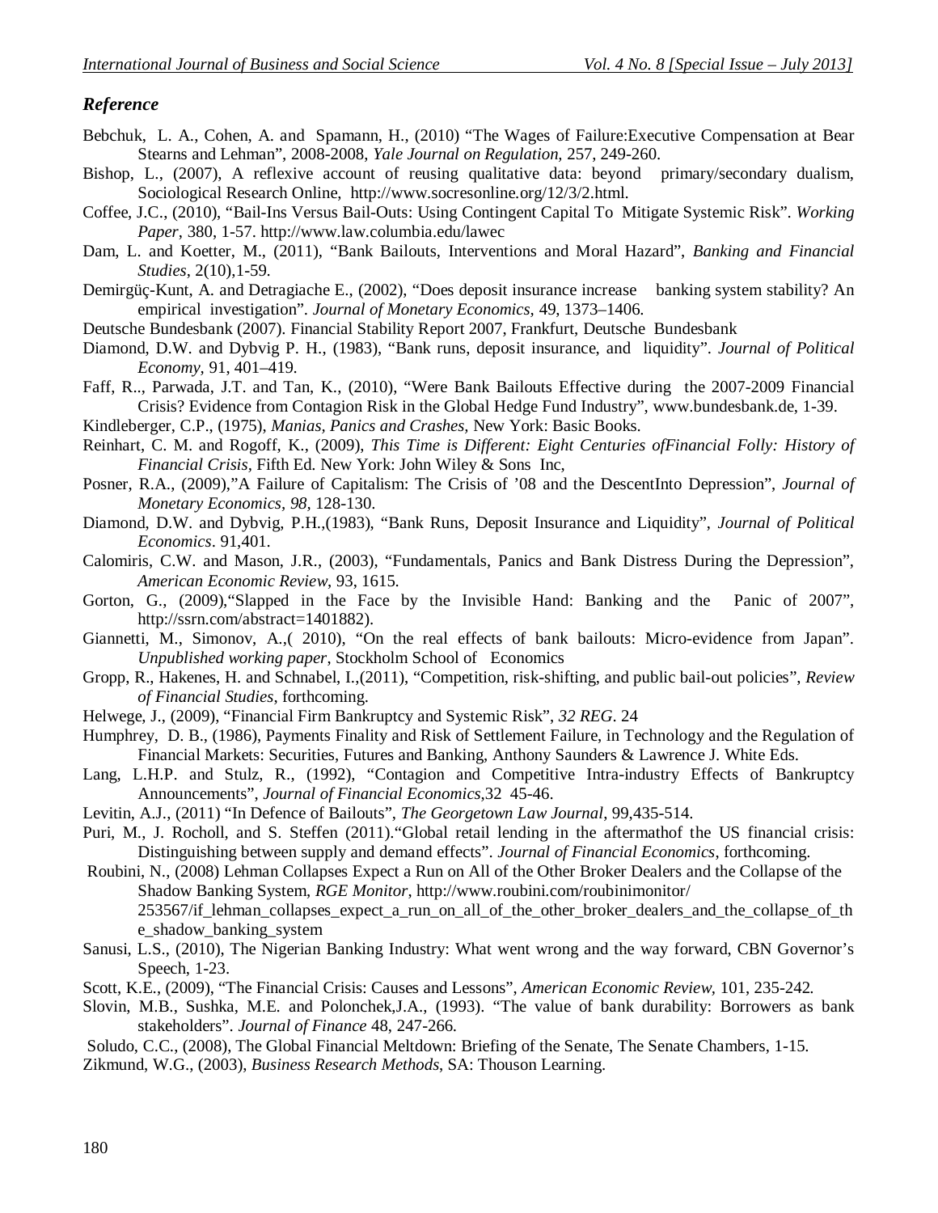## *Reference*

Bebchuk, L. A., Cohen, A. and Spamann, H., (2010) “The Wages of Failure:Executive Compensation at Bear Stearns and Lehman”, 2008-2008, *Yale Journal on Regulation*, 257, 249-260.

Bishop, L., (2007), A reflexive account of reusing qualitative data: beyond primary/secondary dualism, Sociological Research Online, http://www.socresonline.org/12/3/2.html.

Coffee, J.C., (2010), “Bail-Ins Versus Bail-Outs: Using Contingent Capital To Mitigate Systemic Risk”. *Working Paper*, 380, 1-57. http://www.law.columbia.edu/lawec

Dam, L. and Koetter, M., (2011), “Bank Bailouts, Interventions and Moral Hazard”, *Banking and Financial Studies*, 2(10),1-59.

Demirgüç-Kunt, A. and Detragiache E., (2002), “Does deposit insurance increase banking system stability? An empirical investigation”. *Journal of Monetary Economics*, 49, 1373–1406.

Deutsche Bundesbank (2007). Financial Stability Report 2007, Frankfurt, Deutsche Bundesbank

Diamond, D.W. and Dybvig P. H., (1983), “Bank runs, deposit insurance, and liquidity”. *Journal of Political Economy*, 91, 401–419.

Faff, R.., Parwada, J.T. and Tan, K., (2010), “Were Bank Bailouts Effective during the 2007-2009 Financial Crisis? Evidence from Contagion Risk in the Global Hedge Fund Industry”, www.bundesbank.de, 1-39.

Kindleberger, C.P., (1975), *Manias, Panics and Crashes*, New York: Basic Books.

Reinhart, C. M. and Rogoff, K., (2009), *This Time is Different: Eight Centuries ofFinancial Folly: History of Financial Crisis*, Fifth Ed. New York: John Wiley & Sons Inc,

Posner, R.A., (2009),”A Failure of Capitalism: The Crisis of ’08 and the DescentInto Depression”, *Journal of Monetary Economics, 98*, 128-130.

Diamond, D.W. and Dybvig, P.H.,(1983), “Bank Runs, Deposit Insurance and Liquidity”, *Journal of Political Economics*. 91,401.

Calomiris, C.W. and Mason, J.R., (2003), “Fundamentals, Panics and Bank Distress During the Depression”, *American Economic Review*, 93, 1615.

Gorton, G., (2009),“Slapped in the Face by the Invisible Hand: Banking and the Panic of 2007”, http://ssrn.com/abstract=1401882).

Giannetti, M., Simonov, A.,( 2010), “On the real effects of bank bailouts: Micro-evidence from Japan”. *Unpublished working paper*, Stockholm School of Economics

Gropp, R., Hakenes, H. and Schnabel, I.,(2011), “Competition, risk-shifting, and public bail-out policies”, *Review of Financial Studies*, forthcoming.

Helwege, J., (2009), “Financial Firm Bankruptcy and Systemic Risk”, *32 REG*. 24

Humphrey, D. B., (1986), Payments Finality and Risk of Settlement Failure, in Technology and the Regulation of Financial Markets: Securities, Futures and Banking, Anthony Saunders & Lawrence J. White Eds.

Lang, L.H.P. and Stulz, R., (1992), “Contagion and Competitive Intra-industry Effects of Bankruptcy Announcements”, *Journal of Financial Economics*,32 45-46.

Levitin, A.J., (2011) “In Defence of Bailouts”, *The Georgetown Law Journal*, 99,435-514.

Puri, M., J. Rocholl, and S. Steffen (2011).“Global retail lending in the aftermathof the US financial crisis: Distinguishing between supply and demand effects”. *Journal of Financial Economics*, forthcoming.

Roubini, N., (2008) Lehman Collapses Expect a Run on All of the Other Broker Dealers and the Collapse of the Shadow Banking System, *RGE Monitor*, http://www.roubini.com/roubinimonitor/253567/if_lehman_collapses_expect_a_run_on_all_of_the_other_broker_dealers_and_the_collapse_of_the_shadow_banking_system

Sanusi, L.S., (2010), The Nigerian Banking Industry: What went wrong and the way forward, CBN Governor’s Speech, 1-23.

Scott, K.E., (2009), “The Financial Crisis: Causes and Lessons”, *American Economic Review*, 101, 235-242.

Slovin, M.B., Sushka, M.E. and Polonchek,J.A., (1993). “The value of bank durability: Borrowers as bank stakeholders”. *Journal of Finance* 48, 247-266.

Soludo, C.C., (2008), The Global Financial Meltdown: Briefing of the Senate, The Senate Chambers, 1-15.

Zikmund, W.G., (2003), *Business Research Methods*, SA: Thouson Learning.